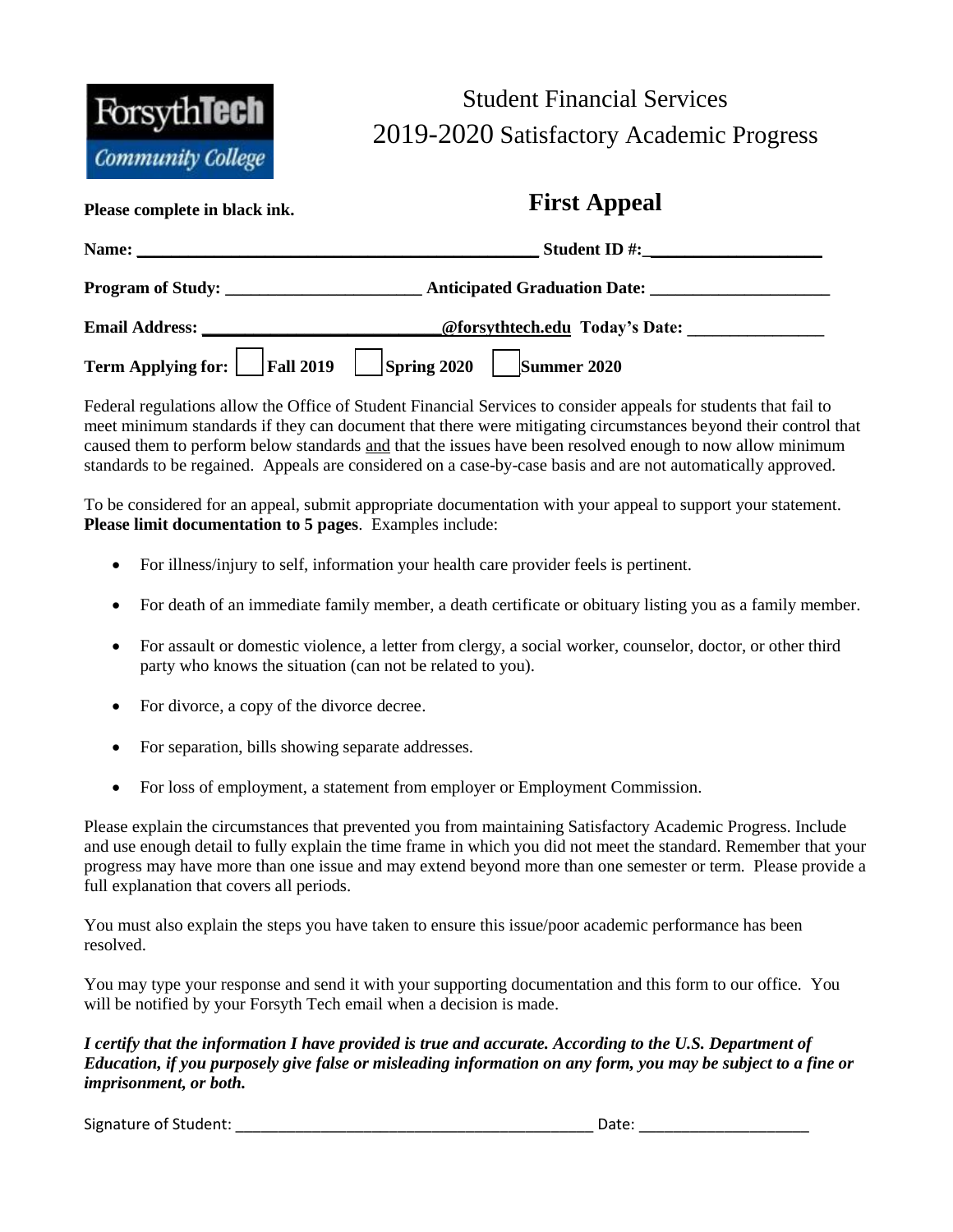ForsythTech Community College

# Student Financial Services
# 2019-2020 Satisfactory Academic Progress

**Please complete in black ink.**

## First Appeal

**Name:** ______________________________________________ **Student ID #:**____________________

**Program of Study:** ______________________ **Anticipated Graduation Date:** _____________________

**Email Address:** ___________________________**@forsythtech.edu** **Today's Date:** ________________

**Term Applying for:** ☐ **Fall 2019** ☐ **Spring 2020** ☐ **Summer 2020**

Federal regulations allow the Office of Student Financial Services to consider appeals for students that fail to meet minimum standards if they can document that there were mitigating circumstances beyond their control that caused them to perform below standards and that the issues have been resolved enough to now allow minimum standards to be regained. Appeals are considered on a case-by-case basis and are not automatically approved.

To be considered for an appeal, submit appropriate documentation with your appeal to support your statement. **Please limit documentation to 5 pages**. Examples include:

- For illness/injury to self, information your health care provider feels is pertinent.
- For death of an immediate family member, a death certificate or obituary listing you as a family member.
- For assault or domestic violence, a letter from clergy, a social worker, counselor, doctor, or other third party who knows the situation (can not be related to you).
- For divorce, a copy of the divorce decree.
- For separation, bills showing separate addresses.
- For loss of employment, a statement from employer or Employment Commission.

Please explain the circumstances that prevented you from maintaining Satisfactory Academic Progress. Include and use enough detail to fully explain the time frame in which you did not meet the standard. Remember that your progress may have more than one issue and may extend beyond more than one semester or term. Please provide a full explanation that covers all periods.

You must also explain the steps you have taken to ensure this issue/poor academic performance has been resolved.

You may type your response and send it with your supporting documentation and this form to our office. You will be notified by your Forsyth Tech email when a decision is made.

***I certify that the information I have provided is true and accurate. According to the U.S. Department of Education, if you purposely give false or misleading information on any form, you may be subject to a fine or imprisonment, or both.***

Signature of Student: ___________________________________________ Date: ____________________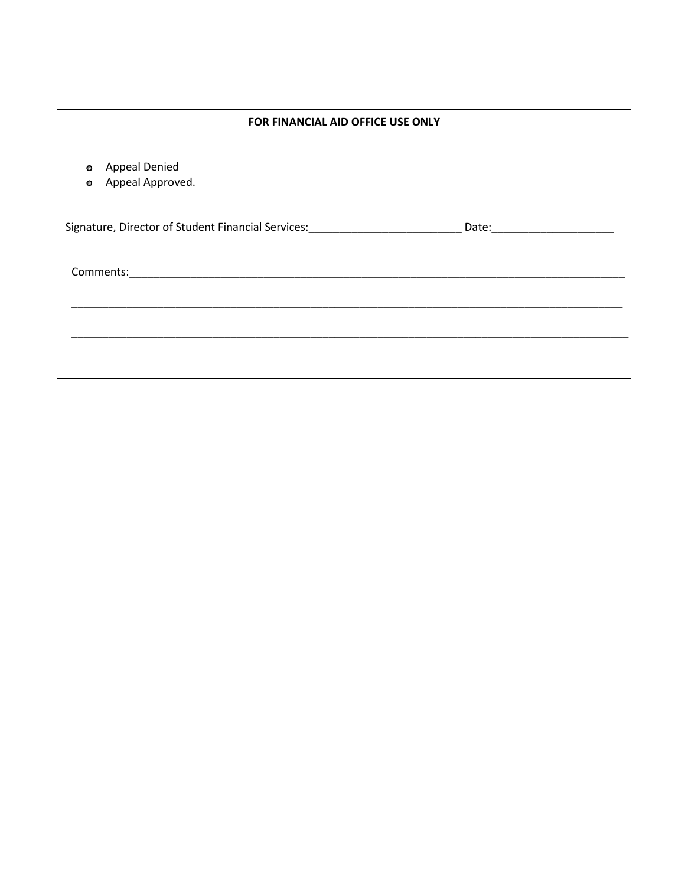**FOR FINANCIAL AID OFFICE USE ONLY**

- Appeal Denied
- Appeal Approved.

Signature, Director of Student Financial Services:_________________________ Date:____________________

Comments:_____________________________________________________________________________________

_____________________________________________________________________________________________

_____________________________________________________________________________________________